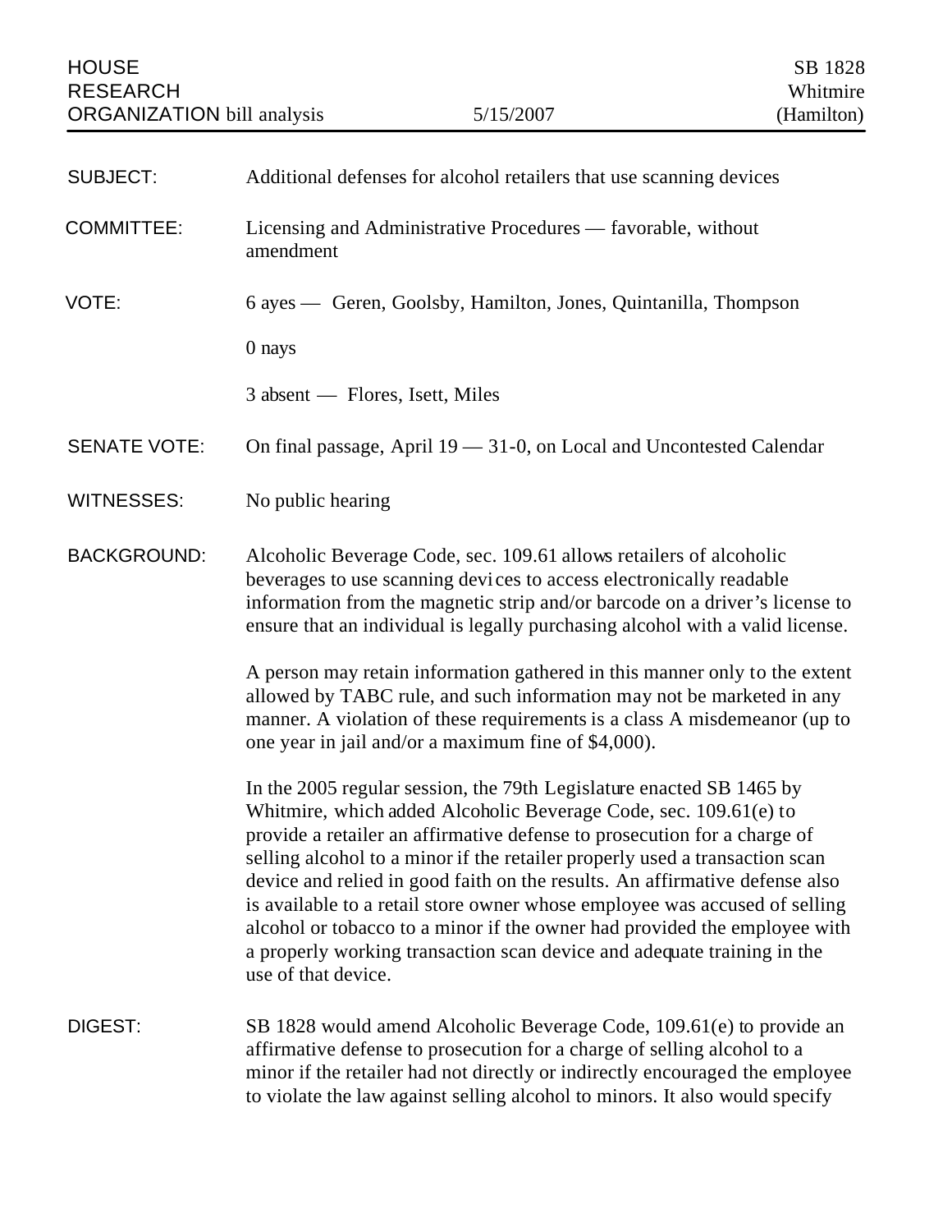HOUSE RESEARCH ORGANIZATION bill analysis — 5/15/2007 — SB 1828 Whitmire (Hamilton)

**SUBJECT:** Additional defenses for alcohol retailers that use scanning devices

**COMMITTEE:** Licensing and Administrative Procedures — favorable, without amendment

**VOTE:** 6 ayes — Geren, Goolsby, Hamilton, Jones, Quintanilla, Thompson

0 nays

3 absent — Flores, Isett, Miles

**SENATE VOTE:** On final passage, April 19 — 31-0, on Local and Uncontested Calendar

**WITNESSES:** No public hearing

**BACKGROUND:** Alcoholic Beverage Code, sec. 109.61 allows retailers of alcoholic beverages to use scanning devices to access electronically readable information from the magnetic strip and/or barcode on a driver's license to ensure that an individual is legally purchasing alcohol with a valid license.

A person may retain information gathered in this manner only to the extent allowed by TABC rule, and such information may not be marketed in any manner. A violation of these requirements is a class A misdemeanor (up to one year in jail and/or a maximum fine of $4,000).

In the 2005 regular session, the 79th Legislature enacted SB 1465 by Whitmire, which added Alcoholic Beverage Code, sec. 109.61(e) to provide a retailer an affirmative defense to prosecution for a charge of selling alcohol to a minor if the retailer properly used a transaction scan device and relied in good faith on the results. An affirmative defense also is available to a retail store owner whose employee was accused of selling alcohol or tobacco to a minor if the owner had provided the employee with a properly working transaction scan device and adequate training in the use of that device.

**DIGEST:** SB 1828 would amend Alcoholic Beverage Code, 109.61(e) to provide an affirmative defense to prosecution for a charge of selling alcohol to a minor if the retailer had not directly or indirectly encouraged the employee to violate the law against selling alcohol to minors. It also would specify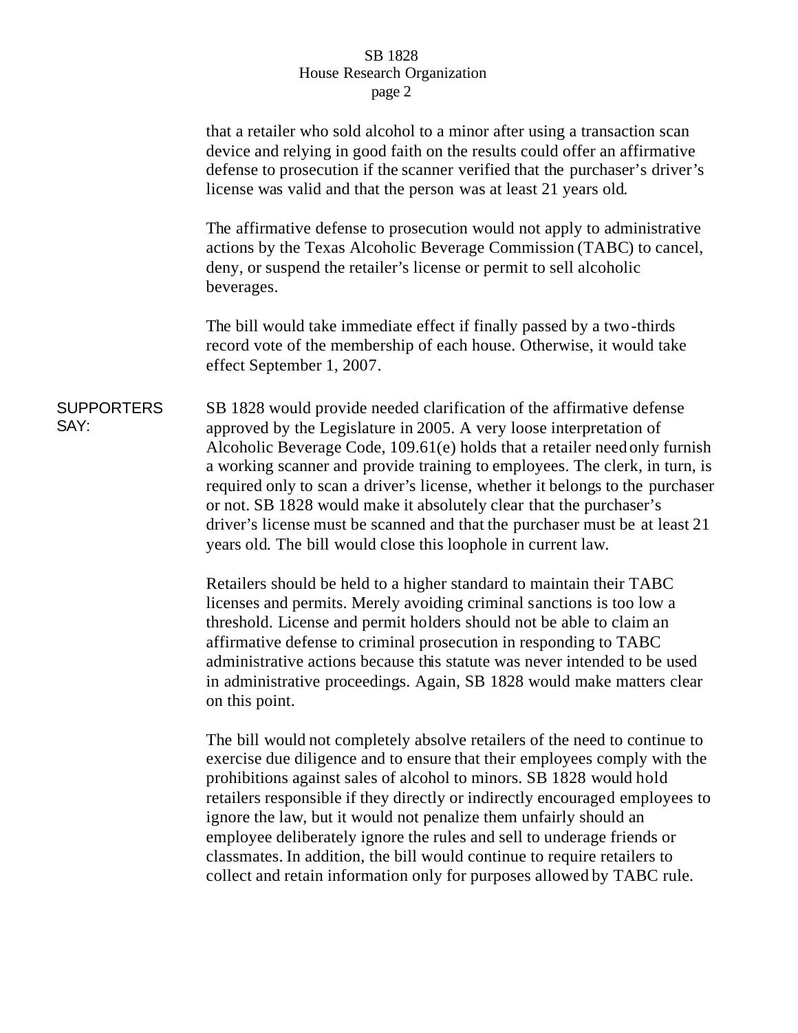that a retailer who sold alcohol to a minor after using a transaction scan device and relying in good faith on the results could offer an affirmative defense to prosecution if the scanner verified that the purchaser's driver's license was valid and that the person was at least 21 years old.

The affirmative defense to prosecution would not apply to administrative actions by the Texas Alcoholic Beverage Commission (TABC) to cancel, deny, or suspend the retailer's license or permit to sell alcoholic beverages.

The bill would take immediate effect if finally passed by a two-thirds record vote of the membership of each house. Otherwise, it would take effect September 1, 2007.

**SUPPORTERS SAY:**

SB 1828 would provide needed clarification of the affirmative defense approved by the Legislature in 2005. A very loose interpretation of Alcoholic Beverage Code, 109.61(e) holds that a retailer need only furnish a working scanner and provide training to employees. The clerk, in turn, is required only to scan a driver's license, whether it belongs to the purchaser or not. SB 1828 would make it absolutely clear that the purchaser's driver's license must be scanned and that the purchaser must be at least 21 years old. The bill would close this loophole in current law.

Retailers should be held to a higher standard to maintain their TABC licenses and permits. Merely avoiding criminal sanctions is too low a threshold. License and permit holders should not be able to claim an affirmative defense to criminal prosecution in responding to TABC administrative actions because this statute was never intended to be used in administrative proceedings. Again, SB 1828 would make matters clear on this point.

The bill would not completely absolve retailers of the need to continue to exercise due diligence and to ensure that their employees comply with the prohibitions against sales of alcohol to minors. SB 1828 would hold retailers responsible if they directly or indirectly encouraged employees to ignore the law, but it would not penalize them unfairly should an employee deliberately ignore the rules and sell to underage friends or classmates. In addition, the bill would continue to require retailers to collect and retain information only for purposes allowed by TABC rule.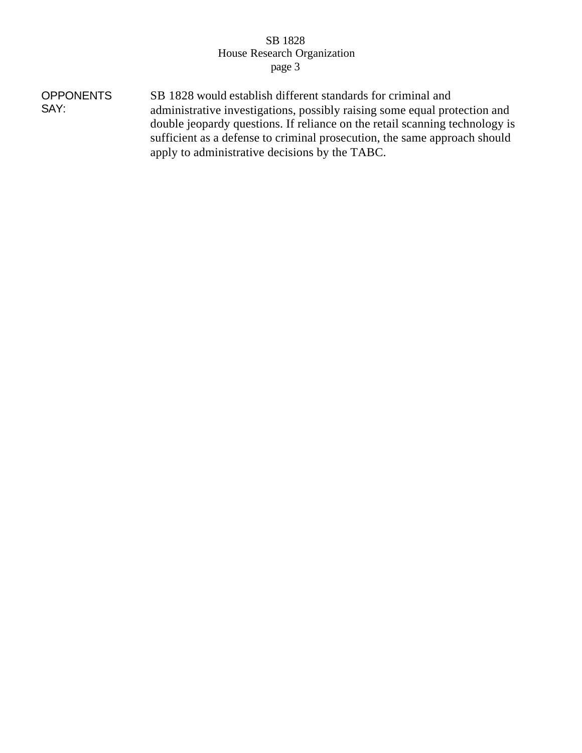**OPPONENTS SAY:**

SB 1828 would establish different standards for criminal and administrative investigations, possibly raising some equal protection and double jeopardy questions. If reliance on the retail scanning technology is sufficient as a defense to criminal prosecution, the same approach should apply to administrative decisions by the TABC.